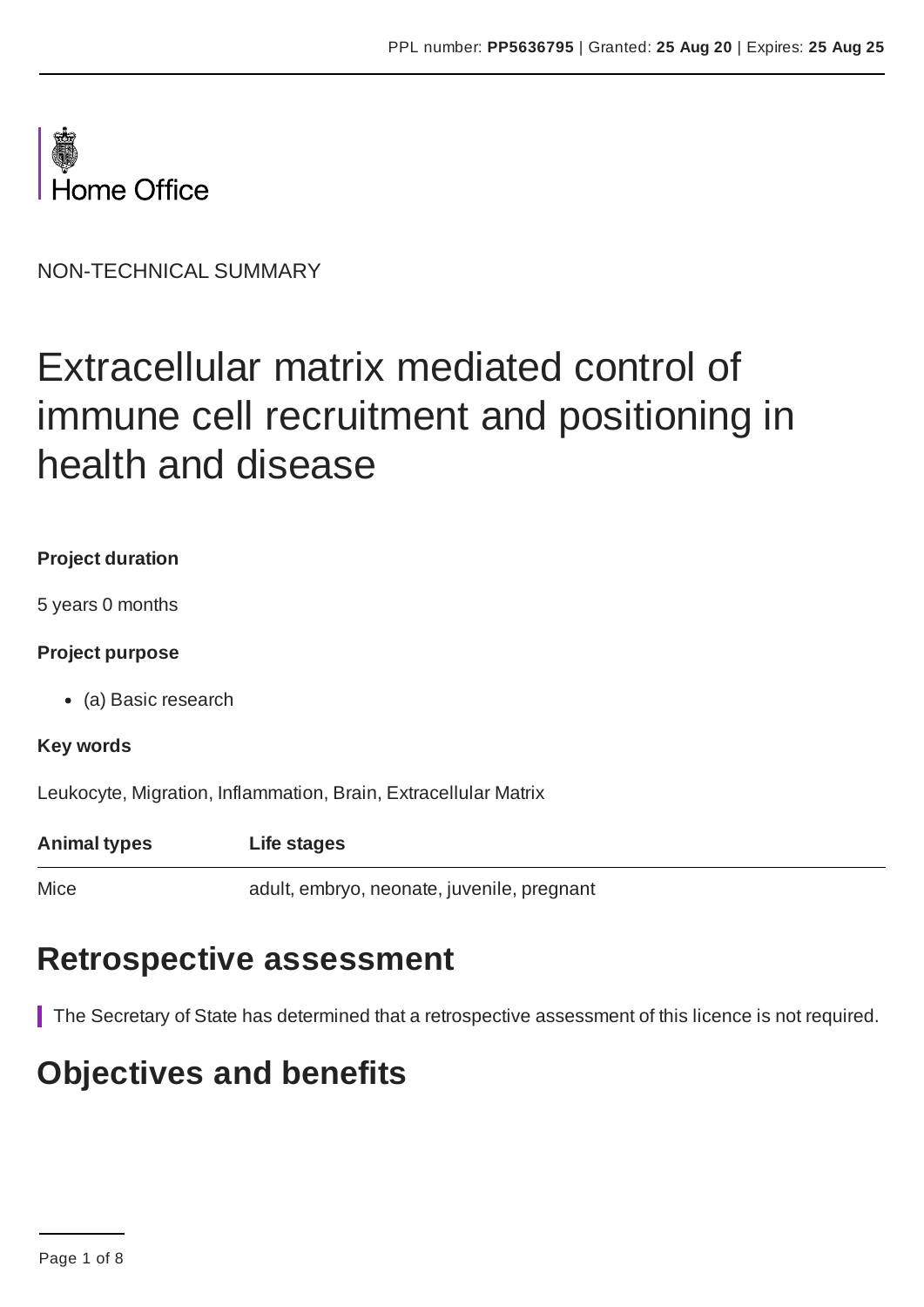PPL number: **PP5636795** | Granted: **25 Aug 20** | Expires: **25 Aug 25**

Home Office

NON-TECHNICAL SUMMARY

# Extracellular matrix mediated control of immune cell recruitment and positioning in health and disease

**Project duration**

5 years 0 months

**Project purpose**

- (a) Basic research

**Key words**

Leukocyte, Migration, Inflammation, Brain, Extracellular Matrix

| Animal types | Life stages |
|---|---|
| Mice | adult, embryo, neonate, juvenile, pregnant |

## Retrospective assessment

The Secretary of State has determined that a retrospective assessment of this licence is not required.

## Objectives and benefits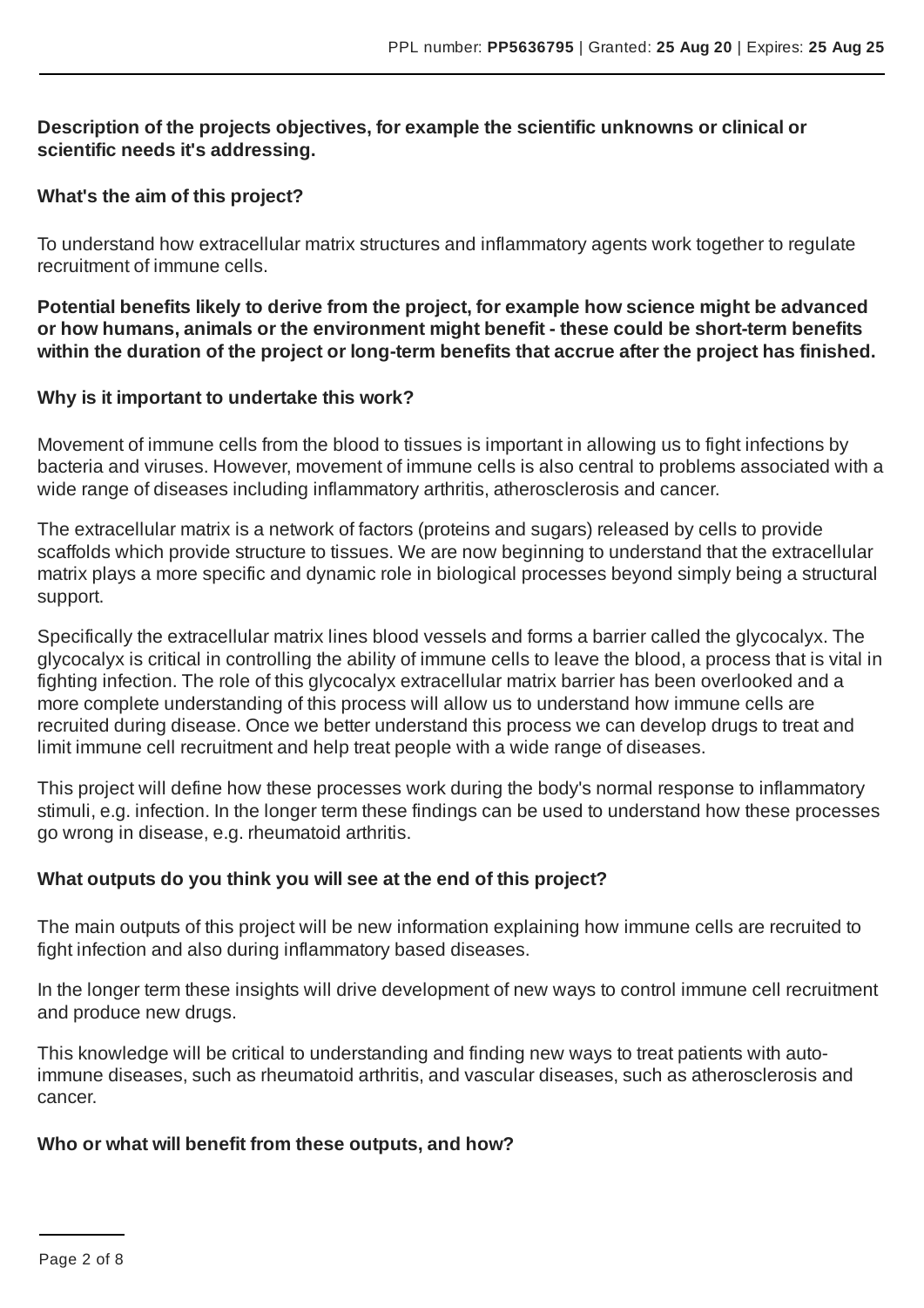**Description of the projects objectives, for example the scientific unknowns or clinical or scientific needs it's addressing.**

**What's the aim of this project?**

To understand how extracellular matrix structures and inflammatory agents work together to regulate recruitment of immune cells.

**Potential benefits likely to derive from the project, for example how science might be advanced or how humans, animals or the environment might benefit - these could be short-term benefits within the duration of the project or long-term benefits that accrue after the project has finished.**

**Why is it important to undertake this work?**

Movement of immune cells from the blood to tissues is important in allowing us to fight infections by bacteria and viruses. However, movement of immune cells is also central to problems associated with a wide range of diseases including inflammatory arthritis, atherosclerosis and cancer.

The extracellular matrix is a network of factors (proteins and sugars) released by cells to provide scaffolds which provide structure to tissues. We are now beginning to understand that the extracellular matrix plays a more specific and dynamic role in biological processes beyond simply being a structural support.

Specifically the extracellular matrix lines blood vessels and forms a barrier called the glycocalyx. The glycocalyx is critical in controlling the ability of immune cells to leave the blood, a process that is vital in fighting infection. The role of this glycocalyx extracellular matrix barrier has been overlooked and a more complete understanding of this process will allow us to understand how immune cells are recruited during disease. Once we better understand this process we can develop drugs to treat and limit immune cell recruitment and help treat people with a wide range of diseases.

This project will define how these processes work during the body's normal response to inflammatory stimuli, e.g. infection. In the longer term these findings can be used to understand how these processes go wrong in disease, e.g. rheumatoid arthritis.

**What outputs do you think you will see at the end of this project?**

The main outputs of this project will be new information explaining how immune cells are recruited to fight infection and also during inflammatory based diseases.

In the longer term these insights will drive development of new ways to control immune cell recruitment and produce new drugs.

This knowledge will be critical to understanding and finding new ways to treat patients with auto-immune diseases, such as rheumatoid arthritis, and vascular diseases, such as atherosclerosis and cancer.

**Who or what will benefit from these outputs, and how?**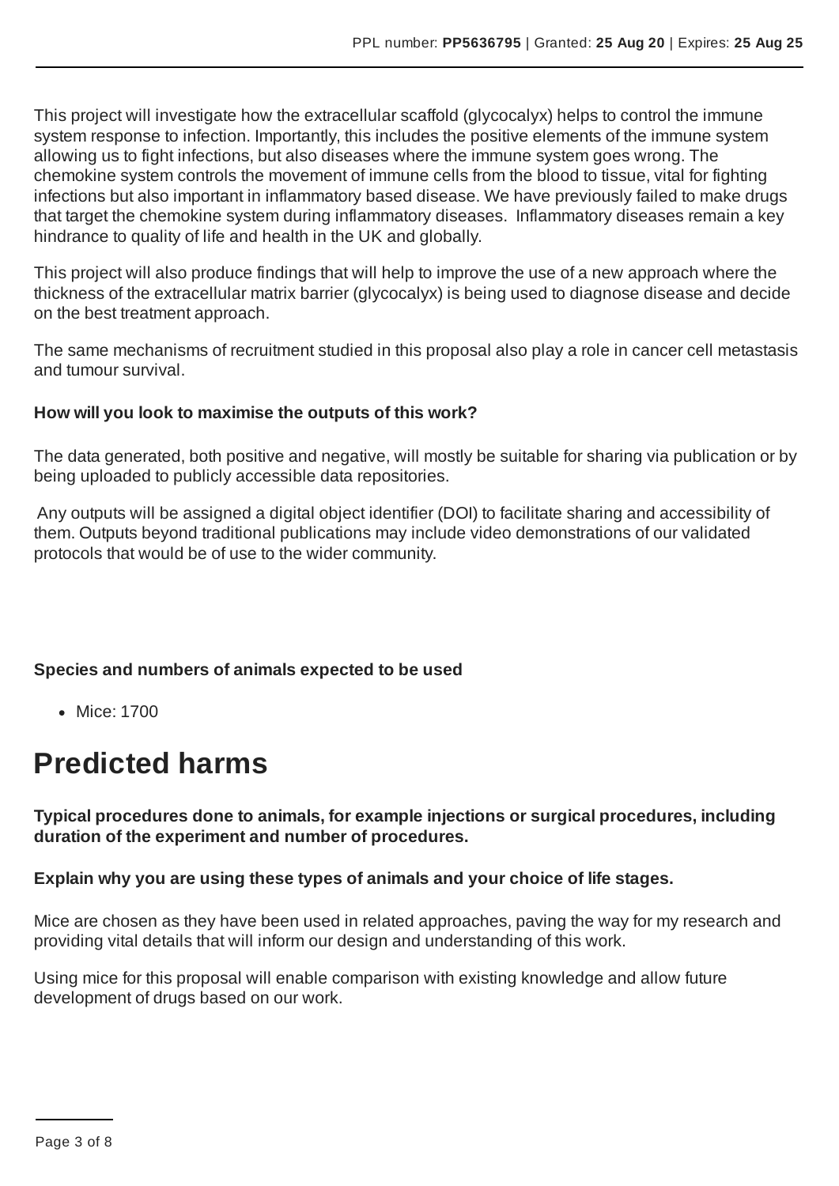This project will investigate how the extracellular scaffold (glycocalyx) helps to control the immune system response to infection. Importantly, this includes the positive elements of the immune system allowing us to fight infections, but also diseases where the immune system goes wrong. The chemokine system controls the movement of immune cells from the blood to tissue, vital for fighting infections but also important in inflammatory based disease. We have previously failed to make drugs that target the chemokine system during inflammatory diseases. Inflammatory diseases remain a key hindrance to quality of life and health in the UK and globally.

This project will also produce findings that will help to improve the use of a new approach where the thickness of the extracellular matrix barrier (glycocalyx) is being used to diagnose disease and decide on the best treatment approach.

The same mechanisms of recruitment studied in this proposal also play a role in cancer cell metastasis and tumour survival.

**How will you look to maximise the outputs of this work?**

The data generated, both positive and negative, will mostly be suitable for sharing via publication or by being uploaded to publicly accessible data repositories.

Any outputs will be assigned a digital object identifier (DOI) to facilitate sharing and accessibility of them. Outputs beyond traditional publications may include video demonstrations of our validated protocols that would be of use to the wider community.

**Species and numbers of animals expected to be used**

- Mice: 1700

# Predicted harms

**Typical procedures done to animals, for example injections or surgical procedures, including duration of the experiment and number of procedures.**

**Explain why you are using these types of animals and your choice of life stages.**

Mice are chosen as they have been used in related approaches, paving the way for my research and providing vital details that will inform our design and understanding of this work.

Using mice for this proposal will enable comparison with existing knowledge and allow future development of drugs based on our work.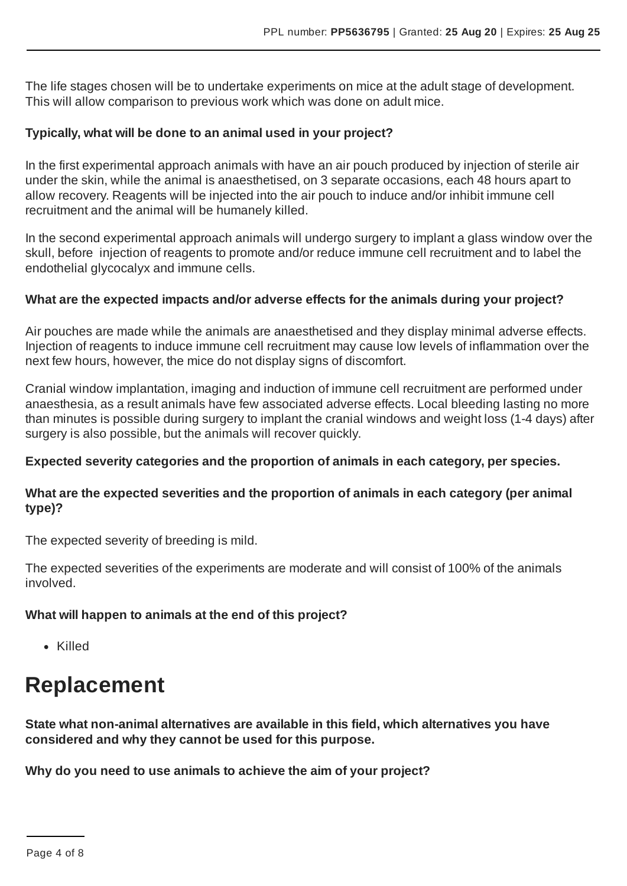The life stages chosen will be to undertake experiments on mice at the adult stage of development. This will allow comparison to previous work which was done on adult mice.

**Typically, what will be done to an animal used in your project?**

In the first experimental approach animals with have an air pouch produced by injection of sterile air under the skin, while the animal is anaesthetised, on 3 separate occasions, each 48 hours apart to allow recovery. Reagents will be injected into the air pouch to induce and/or inhibit immune cell recruitment and the animal will be humanely killed.

In the second experimental approach animals will undergo surgery to implant a glass window over the skull, before injection of reagents to promote and/or reduce immune cell recruitment and to label the endothelial glycocalyx and immune cells.

**What are the expected impacts and/or adverse effects for the animals during your project?**

Air pouches are made while the animals are anaesthetised and they display minimal adverse effects. Injection of reagents to induce immune cell recruitment may cause low levels of inflammation over the next few hours, however, the mice do not display signs of discomfort.

Cranial window implantation, imaging and induction of immune cell recruitment are performed under anaesthesia, as a result animals have few associated adverse effects. Local bleeding lasting no more than minutes is possible during surgery to implant the cranial windows and weight loss (1-4 days) after surgery is also possible, but the animals will recover quickly.

**Expected severity categories and the proportion of animals in each category, per species.**

**What are the expected severities and the proportion of animals in each category (per animal type)?**

The expected severity of breeding is mild.

The expected severities of the experiments are moderate and will consist of 100% of the animals involved.

**What will happen to animals at the end of this project?**

- Killed

# Replacement

**State what non-animal alternatives are available in this field, which alternatives you have considered and why they cannot be used for this purpose.**

**Why do you need to use animals to achieve the aim of your project?**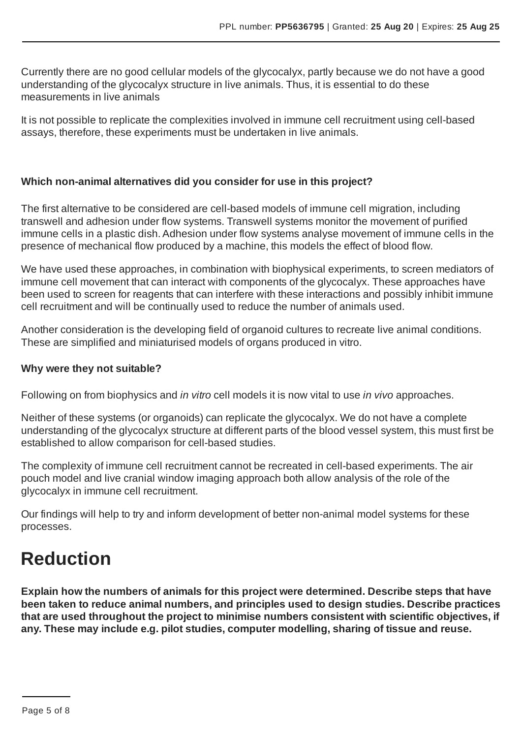Currently there are no good cellular models of the glycocalyx, partly because we do not have a good understanding of the glycocalyx structure in live animals. Thus, it is essential to do these measurements in live animals

It is not possible to replicate the complexities involved in immune cell recruitment using cell-based assays, therefore, these experiments must be undertaken in live animals.

**Which non-animal alternatives did you consider for use in this project?**

The first alternative to be considered are cell-based models of immune cell migration, including transwell and adhesion under flow systems. Transwell systems monitor the movement of purified immune cells in a plastic dish. Adhesion under flow systems analyse movement of immune cells in the presence of mechanical flow produced by a machine, this models the effect of blood flow.

We have used these approaches, in combination with biophysical experiments, to screen mediators of immune cell movement that can interact with components of the glycocalyx. These approaches have been used to screen for reagents that can interfere with these interactions and possibly inhibit immune cell recruitment and will be continually used to reduce the number of animals used.

Another consideration is the developing field of organoid cultures to recreate live animal conditions. These are simplified and miniaturised models of organs produced in vitro.

**Why were they not suitable?**

Following on from biophysics and *in vitro* cell models it is now vital to use *in vivo* approaches.

Neither of these systems (or organoids) can replicate the glycocalyx. We do not have a complete understanding of the glycocalyx structure at different parts of the blood vessel system, this must first be established to allow comparison for cell-based studies.

The complexity of immune cell recruitment cannot be recreated in cell-based experiments. The air pouch model and live cranial window imaging approach both allow analysis of the role of the glycocalyx in immune cell recruitment.

Our findings will help to try and inform development of better non-animal model systems for these processes.

# Reduction

**Explain how the numbers of animals for this project were determined. Describe steps that have been taken to reduce animal numbers, and principles used to design studies. Describe practices that are used throughout the project to minimise numbers consistent with scientific objectives, if any. These may include e.g. pilot studies, computer modelling, sharing of tissue and reuse.**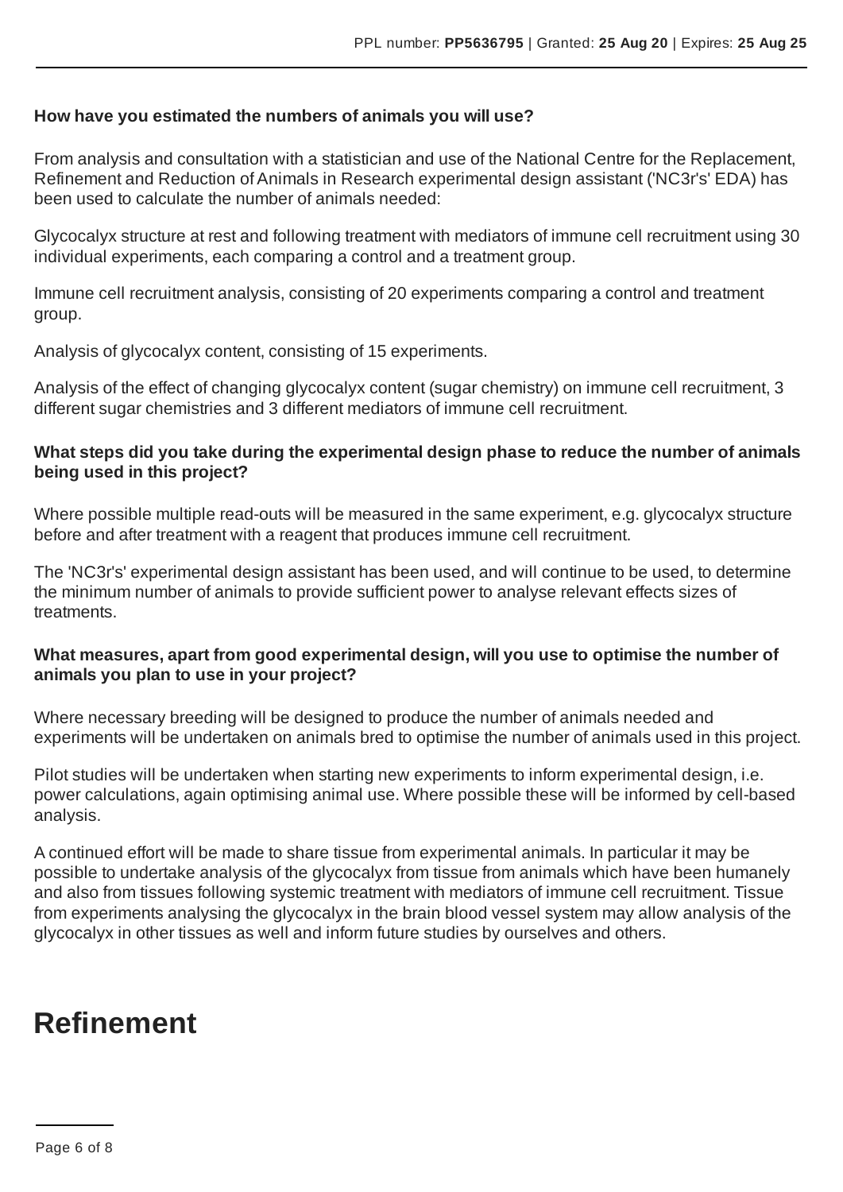**How have you estimated the numbers of animals you will use?**

From analysis and consultation with a statistician and use of the National Centre for the Replacement, Refinement and Reduction of Animals in Research experimental design assistant ('NC3r's' EDA) has been used to calculate the number of animals needed:

Glycocalyx structure at rest and following treatment with mediators of immune cell recruitment using 30 individual experiments, each comparing a control and a treatment group.

Immune cell recruitment analysis, consisting of 20 experiments comparing a control and treatment group.

Analysis of glycocalyx content, consisting of 15 experiments.

Analysis of the effect of changing glycocalyx content (sugar chemistry) on immune cell recruitment, 3 different sugar chemistries and 3 different mediators of immune cell recruitment.

**What steps did you take during the experimental design phase to reduce the number of animals being used in this project?**

Where possible multiple read-outs will be measured in the same experiment, e.g. glycocalyx structure before and after treatment with a reagent that produces immune cell recruitment.

The 'NC3r's' experimental design assistant has been used, and will continue to be used, to determine the minimum number of animals to provide sufficient power to analyse relevant effects sizes of treatments.

**What measures, apart from good experimental design, will you use to optimise the number of animals you plan to use in your project?**

Where necessary breeding will be designed to produce the number of animals needed and experiments will be undertaken on animals bred to optimise the number of animals used in this project.

Pilot studies will be undertaken when starting new experiments to inform experimental design, i.e. power calculations, again optimising animal use. Where possible these will be informed by cell-based analysis.

A continued effort will be made to share tissue from experimental animals. In particular it may be possible to undertake analysis of the glycocalyx from tissue from animals which have been humanely and also from tissues following systemic treatment with mediators of immune cell recruitment. Tissue from experiments analysing the glycocalyx in the brain blood vessel system may allow analysis of the glycocalyx in other tissues as well and inform future studies by ourselves and others.

# Refinement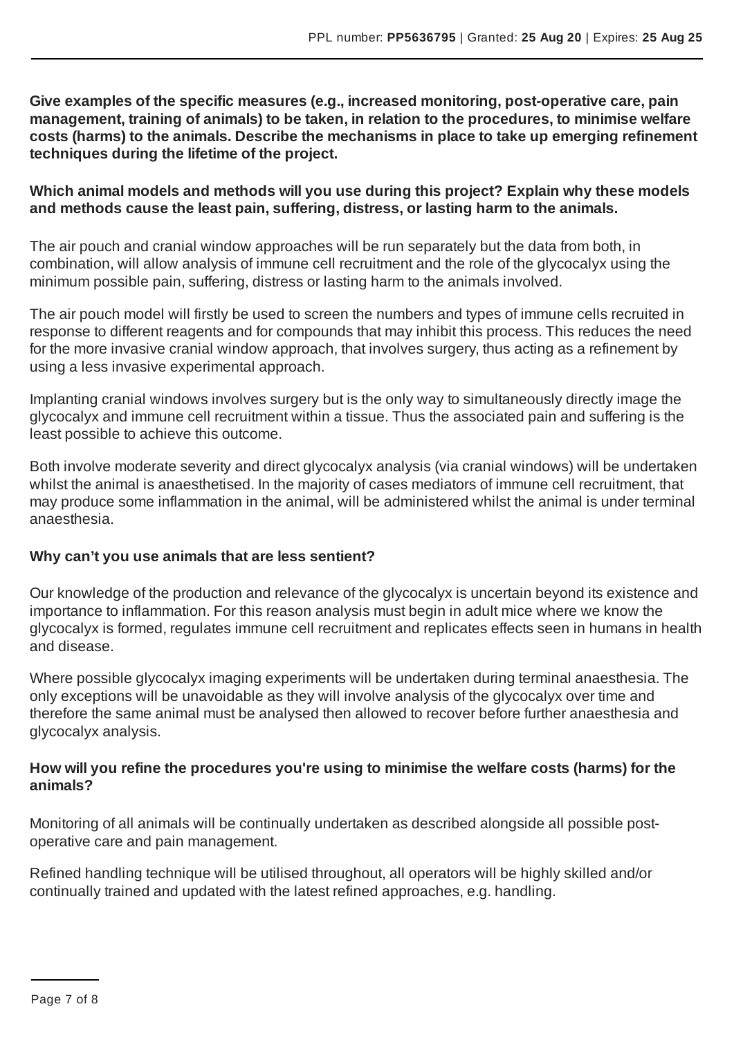**Give examples of the specific measures (e.g., increased monitoring, post-operative care, pain management, training of animals) to be taken, in relation to the procedures, to minimise welfare costs (harms) to the animals. Describe the mechanisms in place to take up emerging refinement techniques during the lifetime of the project.**

**Which animal models and methods will you use during this project? Explain why these models and methods cause the least pain, suffering, distress, or lasting harm to the animals.**

The air pouch and cranial window approaches will be run separately but the data from both, in combination, will allow analysis of immune cell recruitment and the role of the glycocalyx using the minimum possible pain, suffering, distress or lasting harm to the animals involved.

The air pouch model will firstly be used to screen the numbers and types of immune cells recruited in response to different reagents and for compounds that may inhibit this process. This reduces the need for the more invasive cranial window approach, that involves surgery, thus acting as a refinement by using a less invasive experimental approach.

Implanting cranial windows involves surgery but is the only way to simultaneously directly image the glycocalyx and immune cell recruitment within a tissue. Thus the associated pain and suffering is the least possible to achieve this outcome.

Both involve moderate severity and direct glycocalyx analysis (via cranial windows) will be undertaken whilst the animal is anaesthetised. In the majority of cases mediators of immune cell recruitment, that may produce some inflammation in the animal, will be administered whilst the animal is under terminal anaesthesia.

**Why can't you use animals that are less sentient?**

Our knowledge of the production and relevance of the glycocalyx is uncertain beyond its existence and importance to inflammation. For this reason analysis must begin in adult mice where we know the glycocalyx is formed, regulates immune cell recruitment and replicates effects seen in humans in health and disease.

Where possible glycocalyx imaging experiments will be undertaken during terminal anaesthesia. The only exceptions will be unavoidable as they will involve analysis of the glycocalyx over time and therefore the same animal must be analysed then allowed to recover before further anaesthesia and glycocalyx analysis.

**How will you refine the procedures you're using to minimise the welfare costs (harms) for the animals?**

Monitoring of all animals will be continually undertaken as described alongside all possible post-operative care and pain management.

Refined handling technique will be utilised throughout, all operators will be highly skilled and/or continually trained and updated with the latest refined approaches, e.g. handling.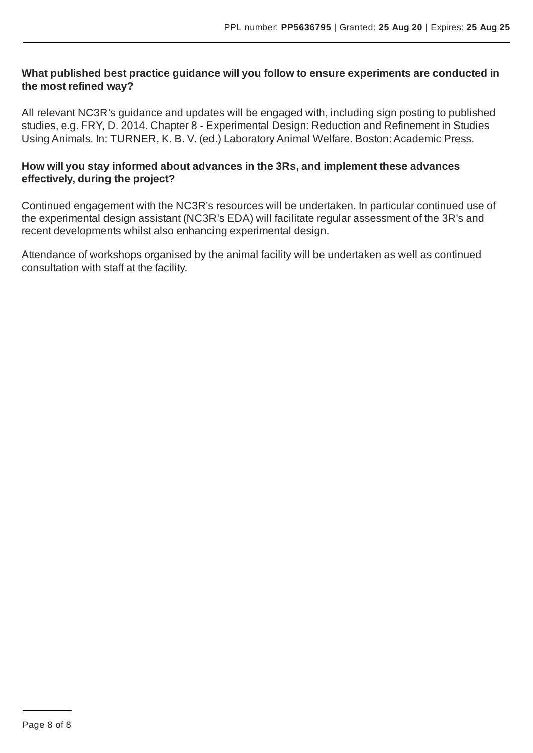**What published best practice guidance will you follow to ensure experiments are conducted in the most refined way?**

All relevant NC3R's guidance and updates will be engaged with, including sign posting to published studies, e.g. FRY, D. 2014. Chapter 8 - Experimental Design: Reduction and Refinement in Studies Using Animals. In: TURNER, K. B. V. (ed.) Laboratory Animal Welfare. Boston: Academic Press.

**How will you stay informed about advances in the 3Rs, and implement these advances effectively, during the project?**

Continued engagement with the NC3R's resources will be undertaken. In particular continued use of the experimental design assistant (NC3R's EDA) will facilitate regular assessment of the 3R's and recent developments whilst also enhancing experimental design.

Attendance of workshops organised by the animal facility will be undertaken as well as continued consultation with staff at the facility.